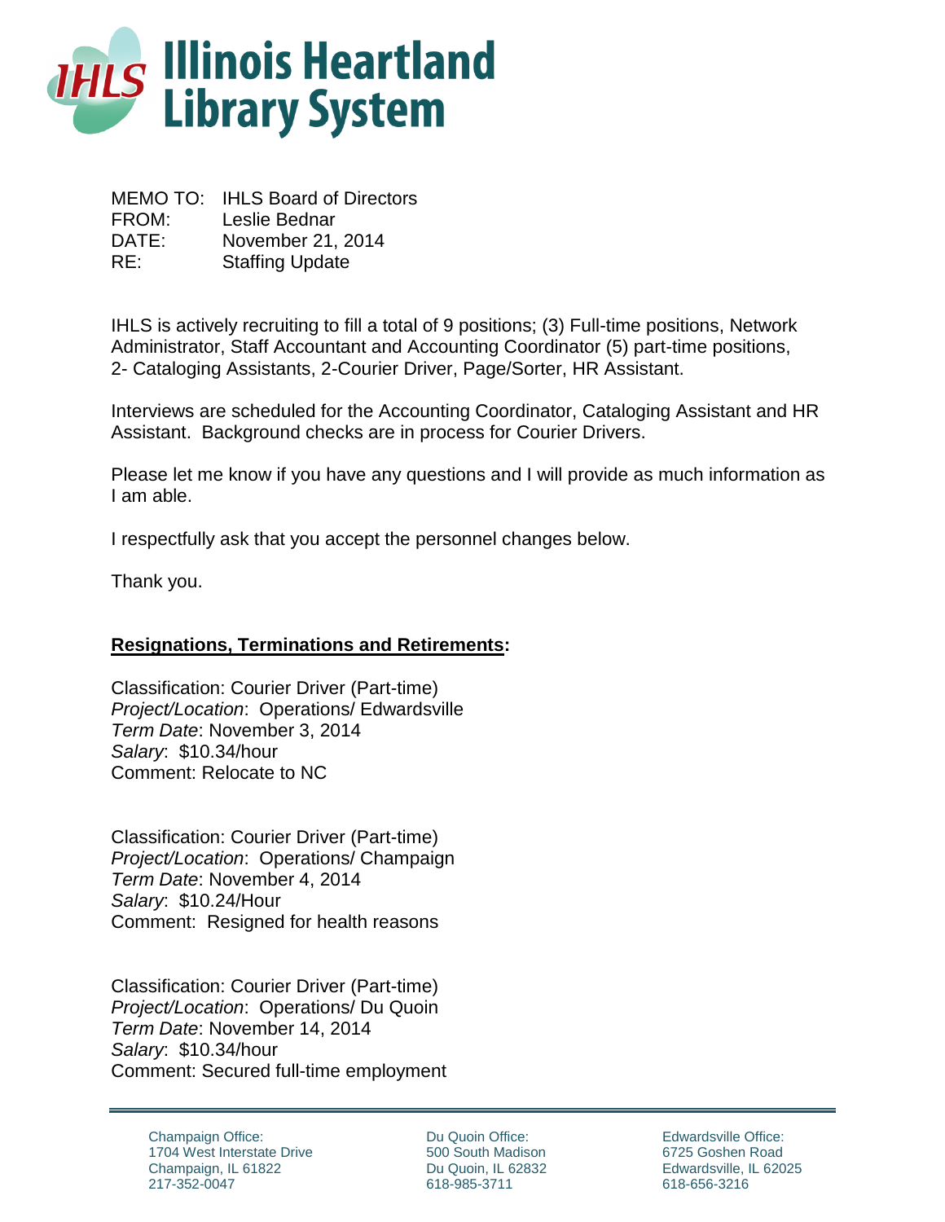# Illinois Heartland Library System

MEMO TO: IHLS Board of Directors
FROM: Leslie Bednar
DATE: November 21, 2014
RE: Staffing Update

IHLS is actively recruiting to fill a total of 9 positions; (3) Full-time positions, Network Administrator, Staff Accountant and Accounting Coordinator (5) part-time positions, 2- Cataloging Assistants, 2-Courier Driver, Page/Sorter, HR Assistant.

Interviews are scheduled for the Accounting Coordinator, Cataloging Assistant and HR Assistant. Background checks are in process for Courier Drivers.

Please let me know if you have any questions and I will provide as much information as I am able.

I respectfully ask that you accept the personnel changes below.

Thank you.

**Resignations, Terminations and Retirements:**

Classification: Courier Driver (Part-time)
*Project/Location*: Operations/ Edwardsville
*Term Date*: November 3, 2014
*Salary*: $10.34/hour
Comment: Relocate to NC

Classification: Courier Driver (Part-time)
*Project/Location*: Operations/ Champaign
*Term Date*: November 4, 2014
*Salary*: $10.24/Hour
Comment: Resigned for health reasons

Classification: Courier Driver (Part-time)
*Project/Location*: Operations/ Du Quoin
*Term Date*: November 14, 2014
*Salary*: $10.34/hour
Comment: Secured full-time employment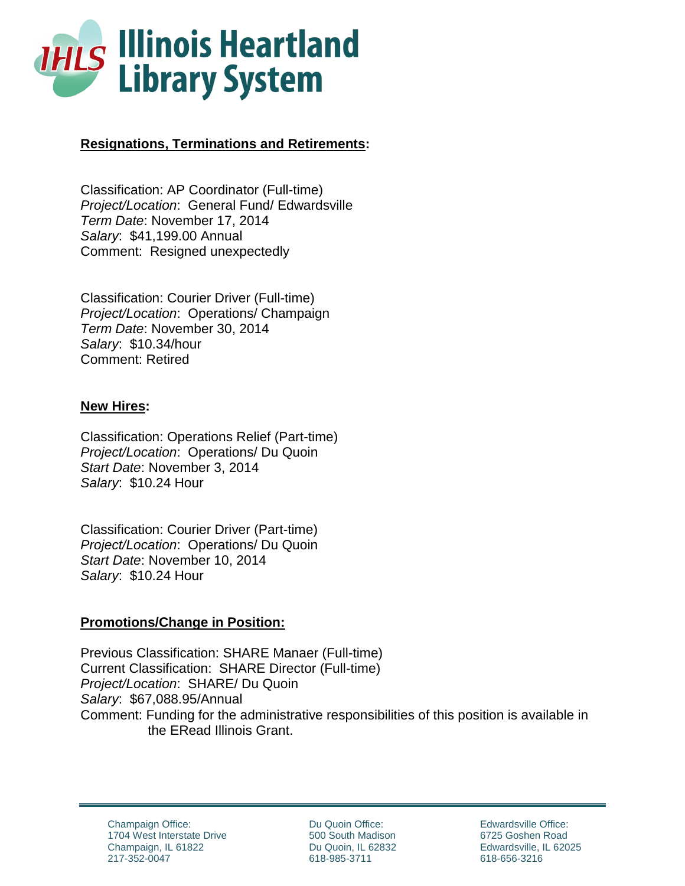# Illinois Heartland Library System

**Resignations, Terminations and Retirements:**

Classification: AP Coordinator (Full-time)
*Project/Location*: General Fund/ Edwardsville
*Term Date*: November 17, 2014
*Salary*: $41,199.00 Annual
Comment: Resigned unexpectedly

Classification: Courier Driver (Full-time)
*Project/Location*: Operations/ Champaign
*Term Date*: November 30, 2014
*Salary*: $10.34/hour
Comment: Retired

**New Hires:**

Classification: Operations Relief (Part-time)
*Project/Location*: Operations/ Du Quoin
*Start Date*: November 3, 2014
*Salary*: $10.24 Hour

Classification: Courier Driver (Part-time)
*Project/Location*: Operations/ Du Quoin
*Start Date*: November 10, 2014
*Salary*: $10.24 Hour

**Promotions/Change in Position:**

Previous Classification: SHARE Manaer (Full-time)
Current Classification: SHARE Director (Full-time)
*Project/Location*: SHARE/ Du Quoin
*Salary*: $67,088.95/Annual
Comment: Funding for the administrative responsibilities of this position is available in the ERead Illinois Grant.

Champaign Office:
1704 West Interstate Drive
Champaign, IL 61822
217-352-0047

Du Quoin Office:
500 South Madison
Du Quoin, IL 62832
618-985-3711

Edwardsville Office:
6725 Goshen Road
Edwardsville, IL 62025
618-656-3216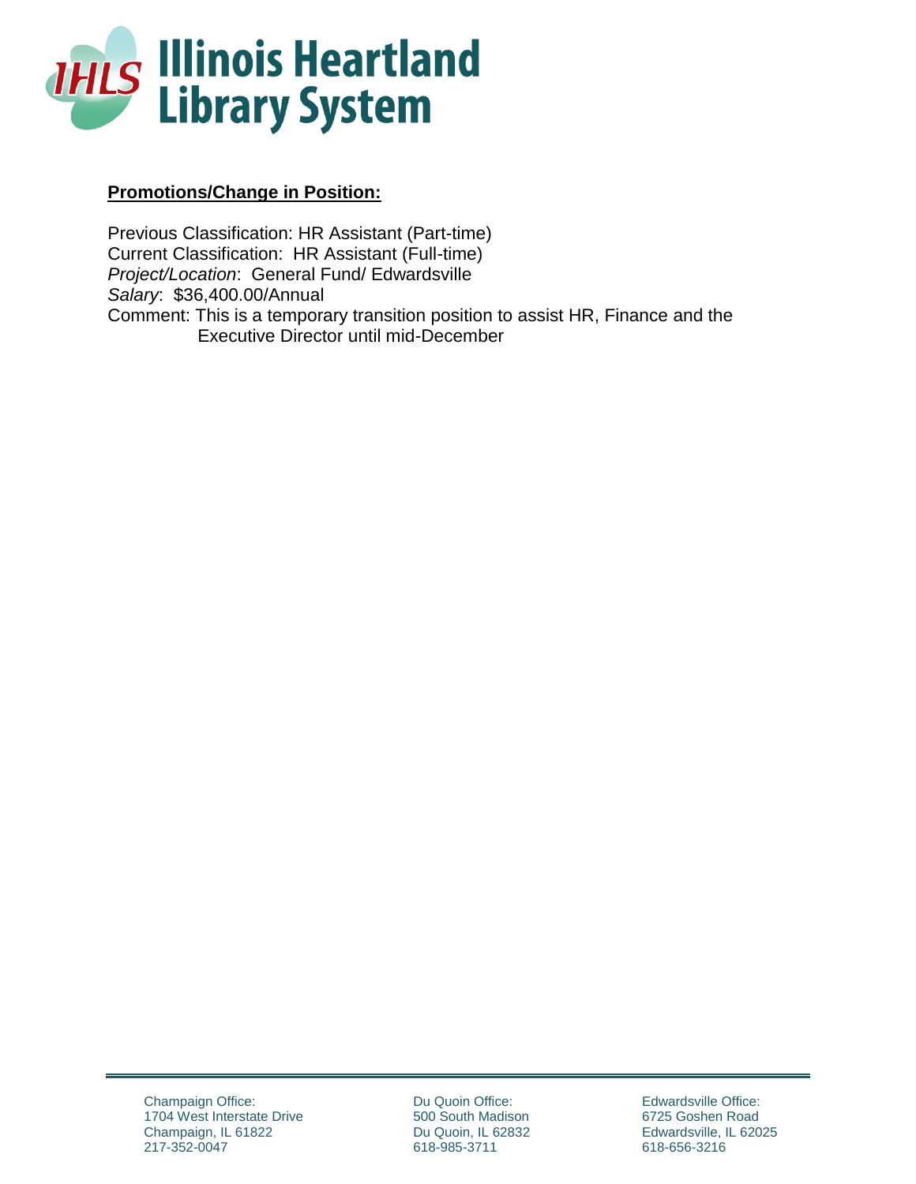**Promotions/Change in Position:**

Previous Classification: HR Assistant (Part-time)
Current Classification: HR Assistant (Full-time)
*Project/Location*: General Fund/ Edwardsville
*Salary*: $36,400.00/Annual
Comment: This is a temporary transition position to assist HR, Finance and the Executive Director until mid-December